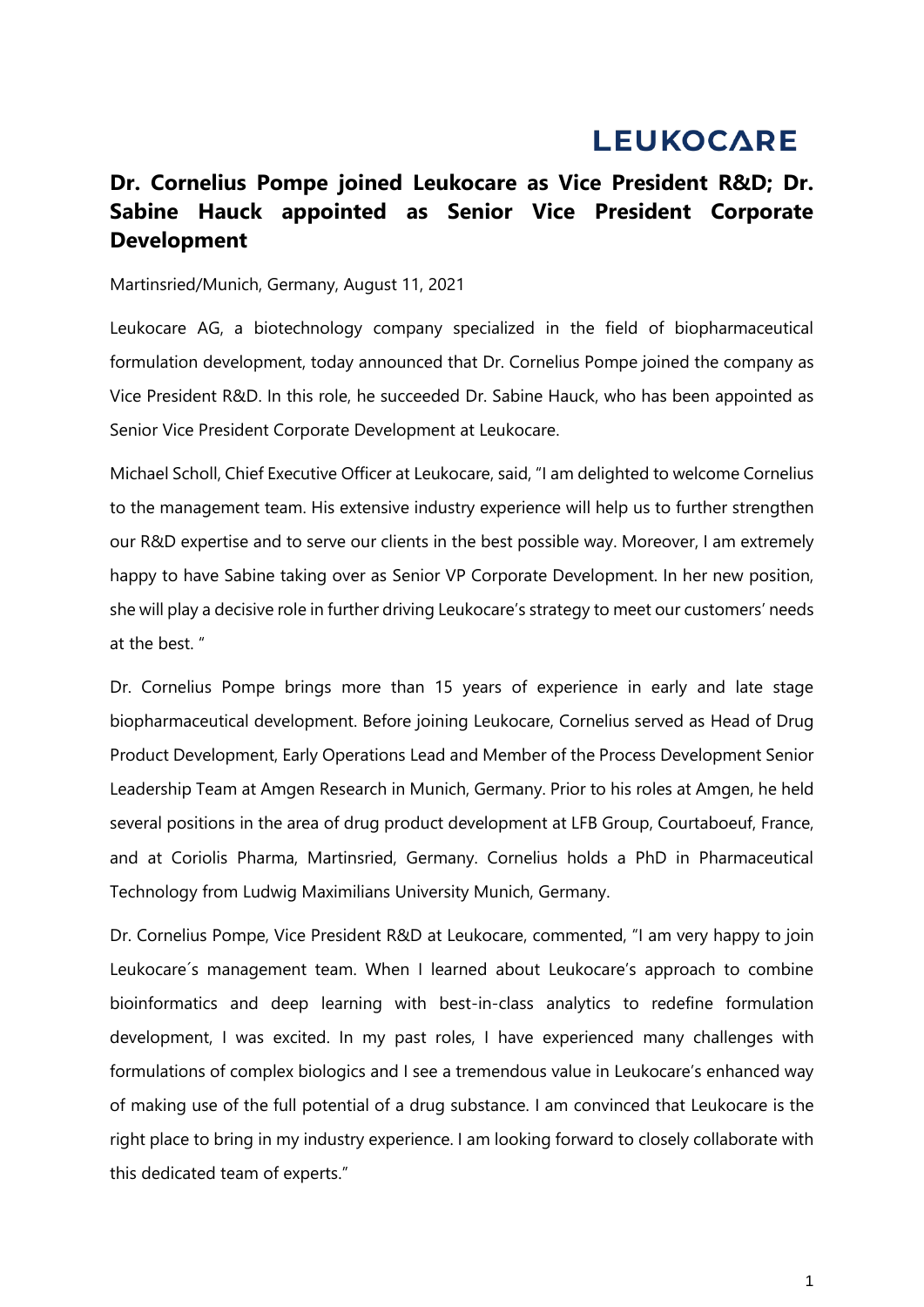LEUKOCARE

# Dr. Cornelius Pompe joined Leukocare as Vice President R&D; Dr. Sabine Hauck appointed as Senior Vice President Corporate Development

Martinsried/Munich, Germany, August 11, 2021

Leukocare AG, a biotechnology company specialized in the field of biopharmaceutical formulation development, today announced that Dr. Cornelius Pompe joined the company as Vice President R&D. In this role, he succeeded Dr. Sabine Hauck, who has been appointed as Senior Vice President Corporate Development at Leukocare.

Michael Scholl, Chief Executive Officer at Leukocare, said, "I am delighted to welcome Cornelius to the management team. His extensive industry experience will help us to further strengthen our R&D expertise and to serve our clients in the best possible way. Moreover, I am extremely happy to have Sabine taking over as Senior VP Corporate Development. In her new position, she will play a decisive role in further driving Leukocare's strategy to meet our customers' needs at the best. "

Dr. Cornelius Pompe brings more than 15 years of experience in early and late stage biopharmaceutical development. Before joining Leukocare, Cornelius served as Head of Drug Product Development, Early Operations Lead and Member of the Process Development Senior Leadership Team at Amgen Research in Munich, Germany. Prior to his roles at Amgen, he held several positions in the area of drug product development at LFB Group, Courtaboeuf, France, and at Coriolis Pharma, Martinsried, Germany. Cornelius holds a PhD in Pharmaceutical Technology from Ludwig Maximilians University Munich, Germany.

Dr. Cornelius Pompe, Vice President R&D at Leukocare, commented, "I am very happy to join Leukocare´s management team. When I learned about Leukocare's approach to combine bioinformatics and deep learning with best-in-class analytics to redefine formulation development, I was excited. In my past roles, I have experienced many challenges with formulations of complex biologics and I see a tremendous value in Leukocare's enhanced way of making use of the full potential of a drug substance. I am convinced that Leukocare is the right place to bring in my industry experience. I am looking forward to closely collaborate with this dedicated team of experts."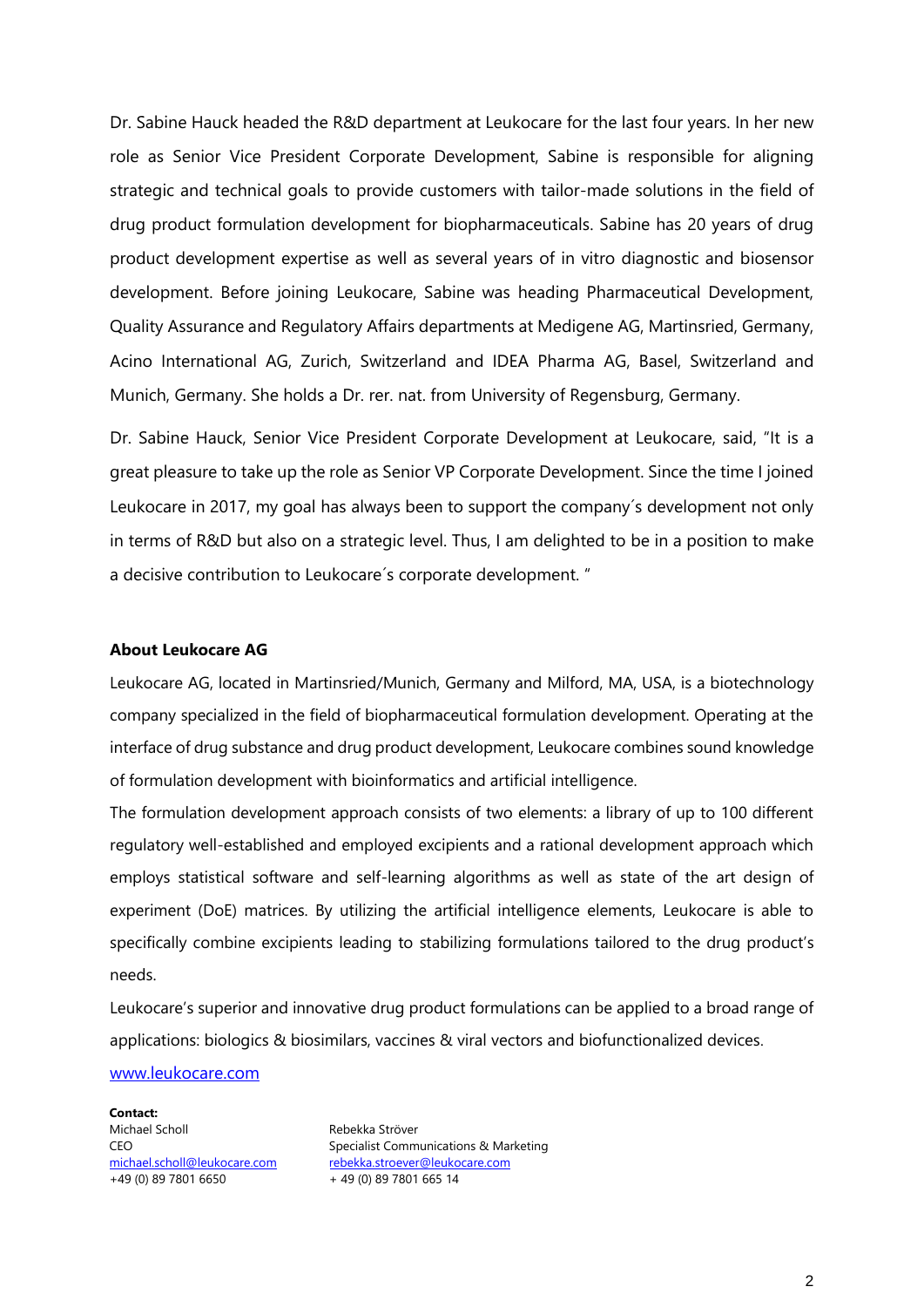Dr. Sabine Hauck headed the R&D department at Leukocare for the last four years. In her new role as Senior Vice President Corporate Development, Sabine is responsible for aligning strategic and technical goals to provide customers with tailor-made solutions in the field of drug product formulation development for biopharmaceuticals. Sabine has 20 years of drug product development expertise as well as several years of in vitro diagnostic and biosensor development. Before joining Leukocare, Sabine was heading Pharmaceutical Development, Quality Assurance and Regulatory Affairs departments at Medigene AG, Martinsried, Germany, Acino International AG, Zurich, Switzerland and IDEA Pharma AG, Basel, Switzerland and Munich, Germany. She holds a Dr. rer. nat. from University of Regensburg, Germany.

Dr. Sabine Hauck, Senior Vice President Corporate Development at Leukocare, said, "It is a great pleasure to take up the role as Senior VP Corporate Development. Since the time I joined Leukocare in 2017, my goal has always been to support the company´s development not only in terms of R&D but also on a strategic level. Thus, I am delighted to be in a position to make a decisive contribution to Leukocare´s corporate development. "

**About Leukocare AG**

Leukocare AG, located in Martinsried/Munich, Germany and Milford, MA, USA, is a biotechnology company specialized in the field of biopharmaceutical formulation development. Operating at the interface of drug substance and drug product development, Leukocare combines sound knowledge of formulation development with bioinformatics and artificial intelligence.

The formulation development approach consists of two elements: a library of up to 100 different regulatory well-established and employed excipients and a rational development approach which employs statistical software and self-learning algorithms as well as state of the art design of experiment (DoE) matrices. By utilizing the artificial intelligence elements, Leukocare is able to specifically combine excipients leading to stabilizing formulations tailored to the drug product's needs.

Leukocare's superior and innovative drug product formulations can be applied to a broad range of applications: biologics & biosimilars, vaccines & viral vectors and biofunctionalized devices.

www.leukocare.com

**Contact:**

Michael Scholl
CEO
michael.scholl@leukocare.com
+49 (0) 89 7801 6650

Rebekka Ströver
Specialist Communications & Marketing
rebekka.stroever@leukocare.com
+ 49 (0) 89 7801 665 14